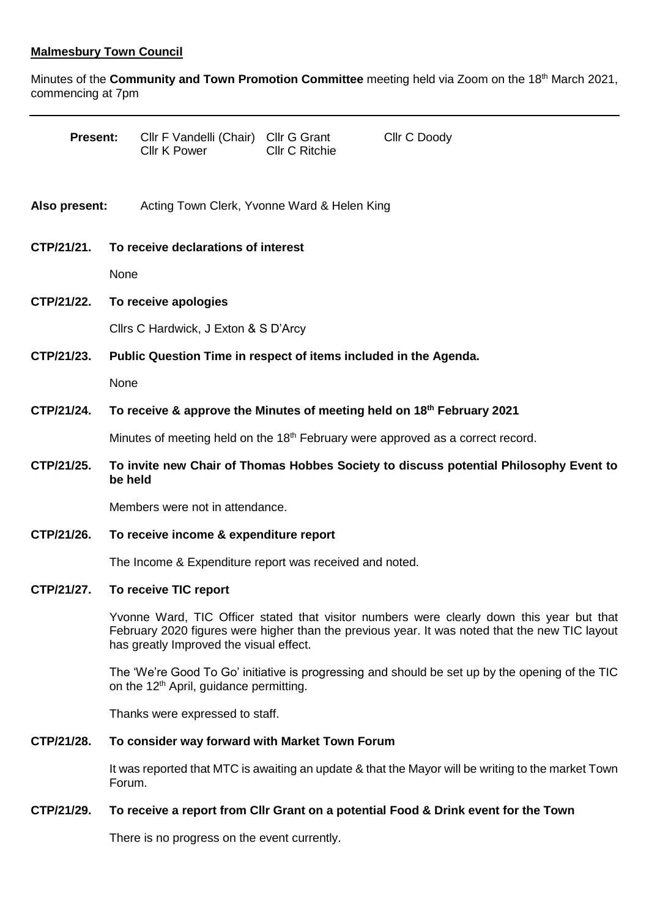**Malmesbury Town Council**

Minutes of the **Community and Town Promotion Committee** meeting held via Zoom on the 18th March 2021, commencing at 7pm

---

**Present:** Cllr F Vandelli (Chair) Cllr G Grant Cllr C Doody
Cllr K Power Cllr C Ritchie

**Also present:** Acting Town Clerk, Yvonne Ward & Helen King

**CTP/21/21. To receive declarations of interest**

None

**CTP/21/22. To receive apologies**

Cllrs C Hardwick, J Exton & S D'Arcy

**CTP/21/23. Public Question Time in respect of items included in the Agenda.**

None

**CTP/21/24. To receive & approve the Minutes of meeting held on 18th February 2021**

Minutes of meeting held on the 18th February were approved as a correct record.

**CTP/21/25. To invite new Chair of Thomas Hobbes Society to discuss potential Philosophy Event to be held**

Members were not in attendance.

**CTP/21/26. To receive income & expenditure report**

The Income & Expenditure report was received and noted.

**CTP/21/27. To receive TIC report**

Yvonne Ward, TIC Officer stated that visitor numbers were clearly down this year but that February 2020 figures were higher than the previous year. It was noted that the new TIC layout has greatly Improved the visual effect.

The 'We're Good To Go' initiative is progressing and should be set up by the opening of the TIC on the 12th April, guidance permitting.

Thanks were expressed to staff.

**CTP/21/28. To consider way forward with Market Town Forum**

It was reported that MTC is awaiting an update & that the Mayor will be writing to the market Town Forum.

**CTP/21/29. To receive a report from Cllr Grant on a potential Food & Drink event for the Town**

There is no progress on the event currently.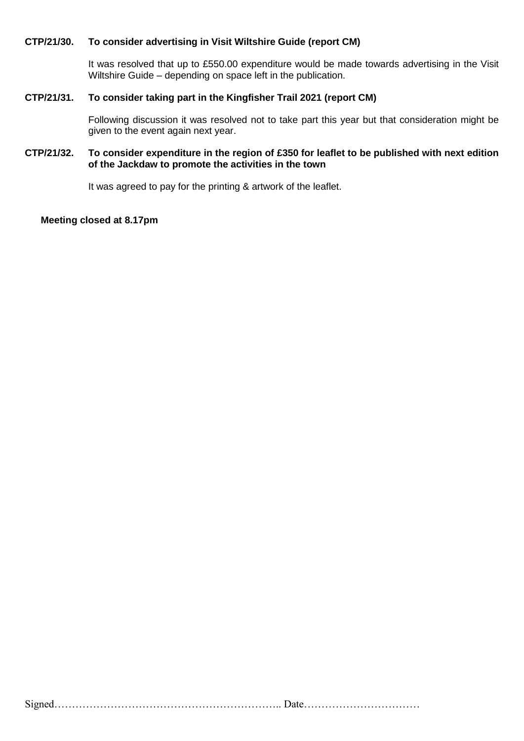**CTP/21/30. To consider advertising in Visit Wiltshire Guide (report CM)**

It was resolved that up to £550.00 expenditure would be made towards advertising in the Visit Wiltshire Guide – depending on space left in the publication.

**CTP/21/31. To consider taking part in the Kingfisher Trail 2021 (report CM)**

Following discussion it was resolved not to take part this year but that consideration might be given to the event again next year.

**CTP/21/32. To consider expenditure in the region of £350 for leaflet to be published with next edition of the Jackdaw to promote the activities in the town**

It was agreed to pay for the printing & artwork of the leaflet.

**Meeting closed at 8.17pm**

Signed……………………………………………………….. Date……………………………